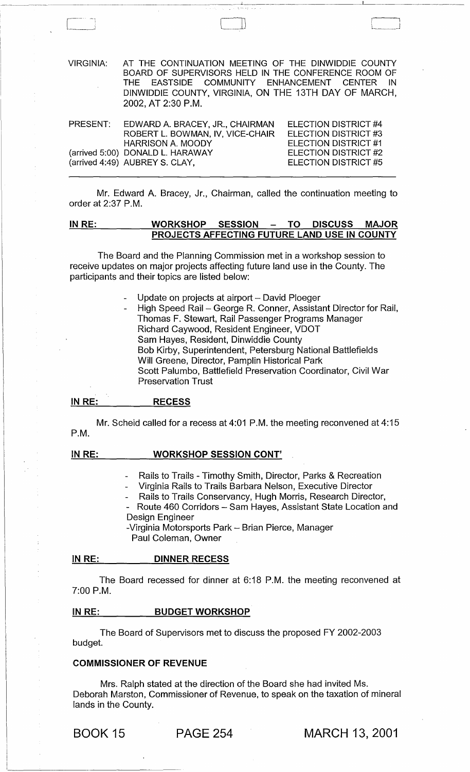VIRGINIA: AT THE CONTINUATION MEETING OF THE DINWIDDIE COUNTY BOARD OF SUPERVISORS HELD IN THE CONFERENCE ROOM OF THE EASTSIDE COMMUNITY ENHANCEMENT CENTER IN DINWIDDIE COUNTY, VIRGINIA, ON THE 13TH DAY OF MARCH, 2002, AT 2:30 P.M.

| PRESENT: | | |
|---|---|---|
| | EDWARD A. BRACEY, JR., CHAIRMAN | ELECTION DISTRICT #4 |
| | ROBERT L. BOWMAN, IV, VICE-CHAIR | ELECTION DISTRICT #3 |
| | HARRISON A. MOODY | ELECTION DISTRICT #1 |
| (arrived 5:00) | DONALD L. HARAWAY | ELECTION DISTRICT #2 |
| (arrived 4:49) | AUBREY S. CLAY, | ELECTION DISTRICT #5 |

Mr. Edward A. Bracey, Jr., Chairman, called the continuation meeting to order at 2:37 P.M.

**IN RE: WORKSHOP SESSION – TO DISCUSS MAJOR PROJECTS AFFECTING FUTURE LAND USE IN COUNTY**

The Board and the Planning Commission met in a workshop session to receive updates on major projects affecting future land use in the County. The participants and their topics are listed below:

- Update on projects at airport – David Ploeger
- High Speed Rail – George R. Conner, Assistant Director for Rail, Thomas F. Stewart, Rail Passenger Programs Manager
  Richard Caywood, Resident Engineer, VDOT
  Sam Hayes, Resident, Dinwiddie County
  Bob Kirby, Superintendent, Petersburg National Battlefields
  Will Greene, Director, Pamplin Historical Park
  Scott Palumbo, Battlefield Preservation Coordinator, Civil War Preservation Trust

**IN RE: RECESS**

Mr. Scheid called for a recess at 4:01 P.M. the meeting reconvened at 4:15 P.M.

**IN RE: WORKSHOP SESSION CONT'**

- Rails to Trails - Timothy Smith, Director, Parks & Recreation
- Virginia Rails to Trails Barbara Nelson, Executive Director
- Rails to Trails Conservancy, Hugh Morris, Research Director,
- Route 460 Corridors – Sam Hayes, Assistant State Location and Design Engineer
- Virginia Motorsports Park – Brian Pierce, Manager
  Paul Coleman, Owner

**IN RE: DINNER RECESS**

The Board recessed for dinner at 6:18 P.M. the meeting reconvened at 7:00 P.M.

**IN RE: BUDGET WORKSHOP**

The Board of Supervisors met to discuss the proposed FY 2002-2003 budget.

**COMMISSIONER OF REVENUE**

Mrs. Ralph stated at the direction of the Board she had invited Ms. Deborah Marston, Commissioner of Revenue, to speak on the taxation of mineral lands in the County.

BOOK 15 PAGE 254 MARCH 13, 2001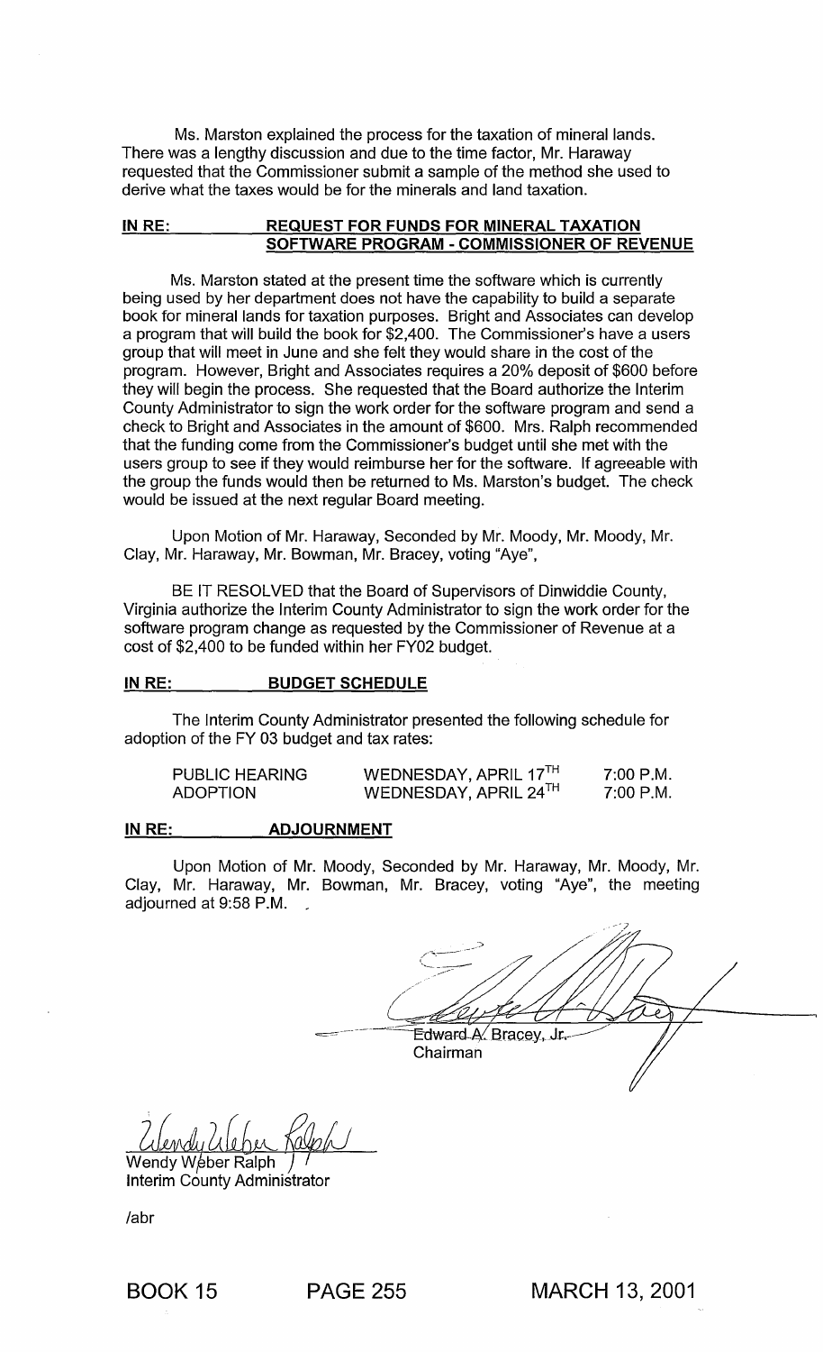Ms. Marston explained the process for the taxation of mineral lands. There was a lengthy discussion and due to the time factor, Mr. Haraway requested that the Commissioner submit a sample of the method she used to derive what the taxes would be for the minerals and land taxation.

**IN RE: REQUEST FOR FUNDS FOR MINERAL TAXATION SOFTWARE PROGRAM - COMMISSIONER OF REVENUE**

Ms. Marston stated at the present time the software which is currently being used by her department does not have the capability to build a separate book for mineral lands for taxation purposes. Bright and Associates can develop a program that will build the book for $2,400. The Commissioner's have a users group that will meet in June and she felt they would share in the cost of the program. However, Bright and Associates requires a 20% deposit of $600 before they will begin the process. She requested that the Board authorize the Interim County Administrator to sign the work order for the software program and send a check to Bright and Associates in the amount of $600. Mrs. Ralph recommended that the funding come from the Commissioner's budget until she met with the users group to see if they would reimburse her for the software. If agreeable with the group the funds would then be returned to Ms. Marston's budget. The check would be issued at the next regular Board meeting.

Upon Motion of Mr. Haraway, Seconded by Mr. Moody, Mr. Moody, Mr. Clay, Mr. Haraway, Mr. Bowman, Mr. Bracey, voting "Aye",

BE IT RESOLVED that the Board of Supervisors of Dinwiddie County, Virginia authorize the Interim County Administrator to sign the work order for the software program change as requested by the Commissioner of Revenue at a cost of $2,400 to be funded within her FY02 budget.

**IN RE: BUDGET SCHEDULE**

The Interim County Administrator presented the following schedule for adoption of the FY 03 budget and tax rates:

| | | |
|---|---|---|
| PUBLIC HEARING | WEDNESDAY, APRIL 17TH | 7:00 P.M. |
| ADOPTION | WEDNESDAY, APRIL 24TH | 7:00 P.M. |

**IN RE: ADJOURNMENT**

Upon Motion of Mr. Moody, Seconded by Mr. Haraway, Mr. Moody, Mr. Clay, Mr. Haraway, Mr. Bowman, Mr. Bracey, voting "Aye", the meeting adjourned at 9:58 P.M.

Edward A. Bracey, Jr.
Chairman

Wendy Weber Ralph
Interim County Administrator

/abr

BOOK 15 PAGE 255 MARCH 13, 2001